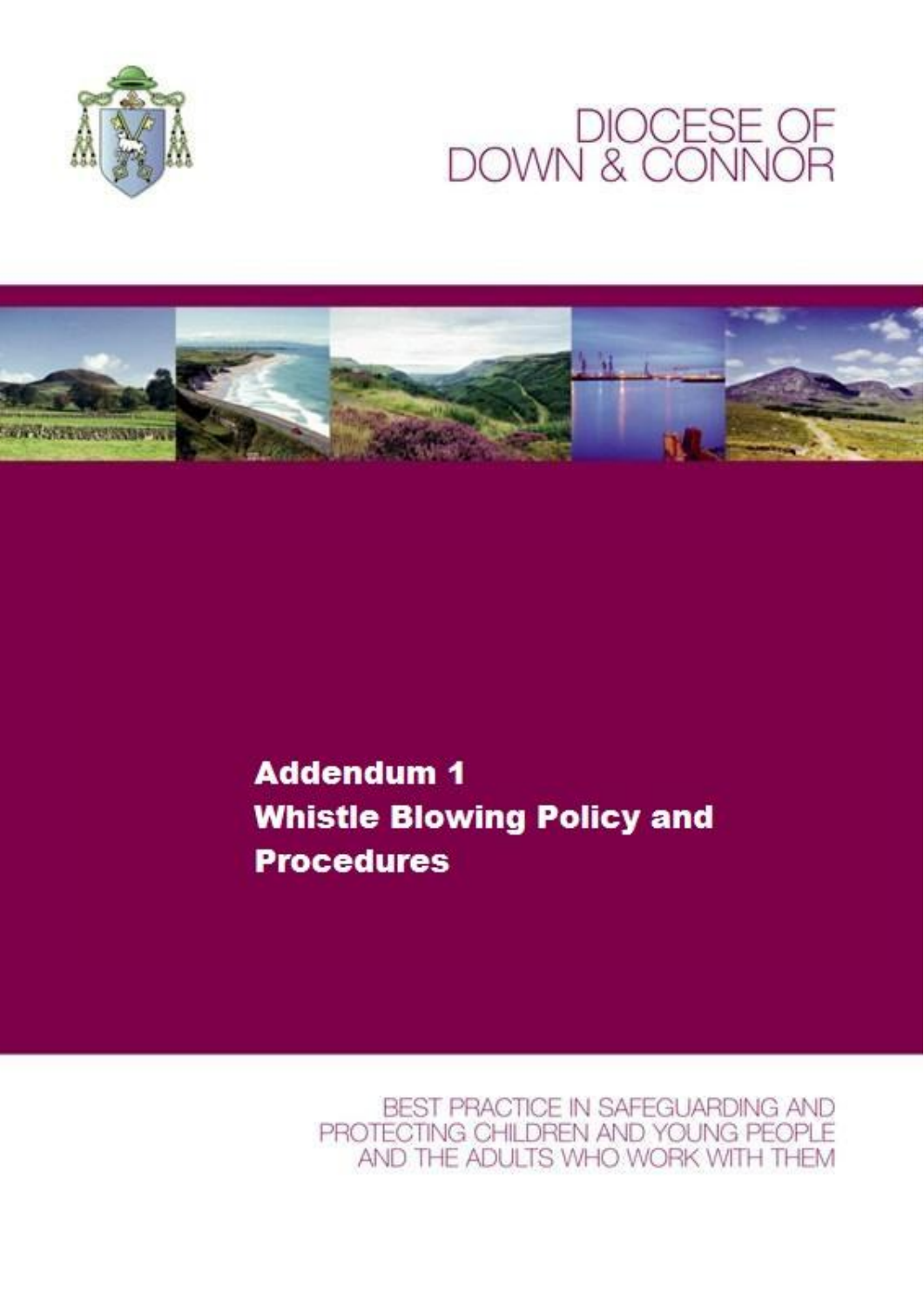# DIOCESE OF DOWN & CONNOR

## Addendum 1
## Whistle Blowing Policy and Procedures

BEST PRACTICE IN SAFEGUARDING AND PROTECTING CHILDREN AND YOUNG PEOPLE AND THE ADULTS WHO WORK WITH THEM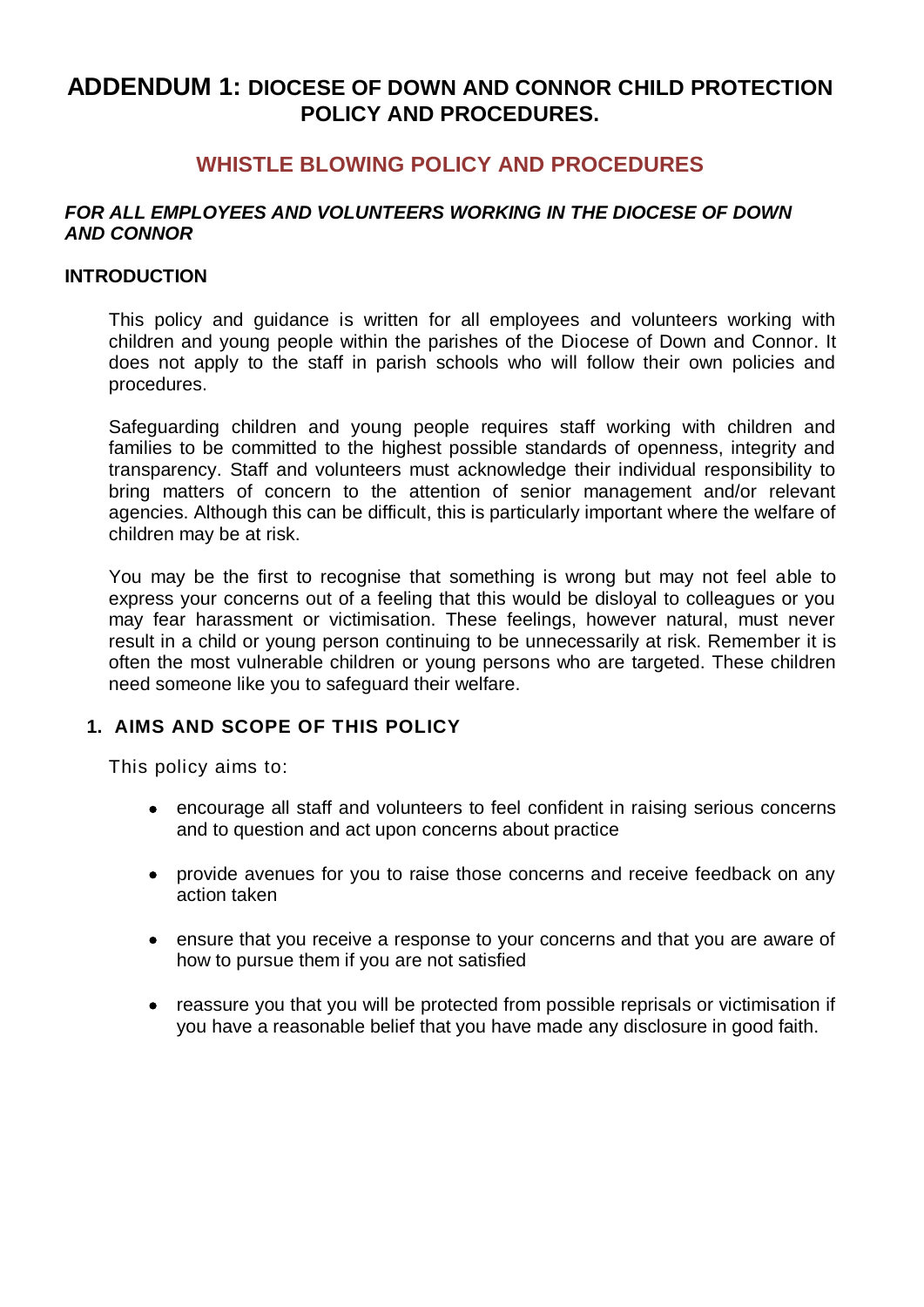# ADDENDUM 1: DIOCESE OF DOWN AND CONNOR CHILD PROTECTION POLICY AND PROCEDURES.

## WHISTLE BLOWING POLICY AND PROCEDURES

***FOR ALL EMPLOYEES AND VOLUNTEERS WORKING IN THE DIOCESE OF DOWN AND CONNOR***

### INTRODUCTION

This policy and guidance is written for all employees and volunteers working with children and young people within the parishes of the Diocese of Down and Connor. It does not apply to the staff in parish schools who will follow their own policies and procedures.

Safeguarding children and young people requires staff working with children and families to be committed to the highest possible standards of openness, integrity and transparency. Staff and volunteers must acknowledge their individual responsibility to bring matters of concern to the attention of senior management and/or relevant agencies. Although this can be difficult, this is particularly important where the welfare of children may be at risk.

You may be the first to recognise that something is wrong but may not feel able to express your concerns out of a feeling that this would be disloyal to colleagues or you may fear harassment or victimisation. These feelings, however natural, must never result in a child or young person continuing to be unnecessarily at risk. Remember it is often the most vulnerable children or young persons who are targeted. These children need someone like you to safeguard their welfare.

### 1. AIMS AND SCOPE OF THIS POLICY

This policy aims to:

- encourage all staff and volunteers to feel confident in raising serious concerns and to question and act upon concerns about practice
- provide avenues for you to raise those concerns and receive feedback on any action taken
- ensure that you receive a response to your concerns and that you are aware of how to pursue them if you are not satisfied
- reassure you that you will be protected from possible reprisals or victimisation if you have a reasonable belief that you have made any disclosure in good faith.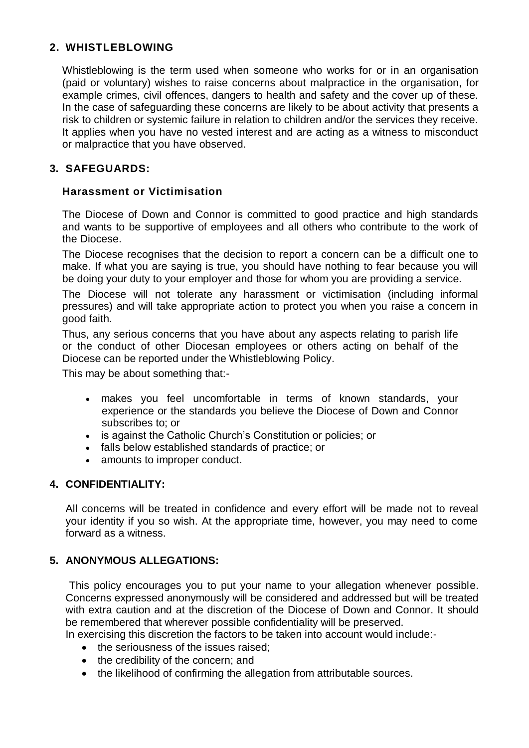## 2. WHISTLEBLOWING

Whistleblowing is the term used when someone who works for or in an organisation (paid or voluntary) wishes to raise concerns about malpractice in the organisation, for example crimes, civil offences, dangers to health and safety and the cover up of these. In the case of safeguarding these concerns are likely to be about activity that presents a risk to children or systemic failure in relation to children and/or the services they receive. It applies when you have no vested interest and are acting as a witness to misconduct or malpractice that you have observed.

## 3. SAFEGUARDS:

### Harassment or Victimisation

The Diocese of Down and Connor is committed to good practice and high standards and wants to be supportive of employees and all others who contribute to the work of the Diocese.

The Diocese recognises that the decision to report a concern can be a difficult one to make. If what you are saying is true, you should have nothing to fear because you will be doing your duty to your employer and those for whom you are providing a service.

The Diocese will not tolerate any harassment or victimisation (including informal pressures) and will take appropriate action to protect you when you raise a concern in good faith.

Thus, any serious concerns that you have about any aspects relating to parish life or the conduct of other Diocesan employees or others acting on behalf of the Diocese can be reported under the Whistleblowing Policy.

This may be about something that:-

- makes you feel uncomfortable in terms of known standards, your experience or the standards you believe the Diocese of Down and Connor subscribes to; or
- is against the Catholic Church's Constitution or policies; or
- falls below established standards of practice; or
- amounts to improper conduct.

## 4. CONFIDENTIALITY:

All concerns will be treated in confidence and every effort will be made not to reveal your identity if you so wish. At the appropriate time, however, you may need to come forward as a witness.

## 5. ANONYMOUS ALLEGATIONS:

This policy encourages you to put your name to your allegation whenever possible. Concerns expressed anonymously will be considered and addressed but will be treated with extra caution and at the discretion of the Diocese of Down and Connor. It should be remembered that wherever possible confidentiality will be preserved.

In exercising this discretion the factors to be taken into account would include:-

- the seriousness of the issues raised;
- the credibility of the concern; and
- the likelihood of confirming the allegation from attributable sources.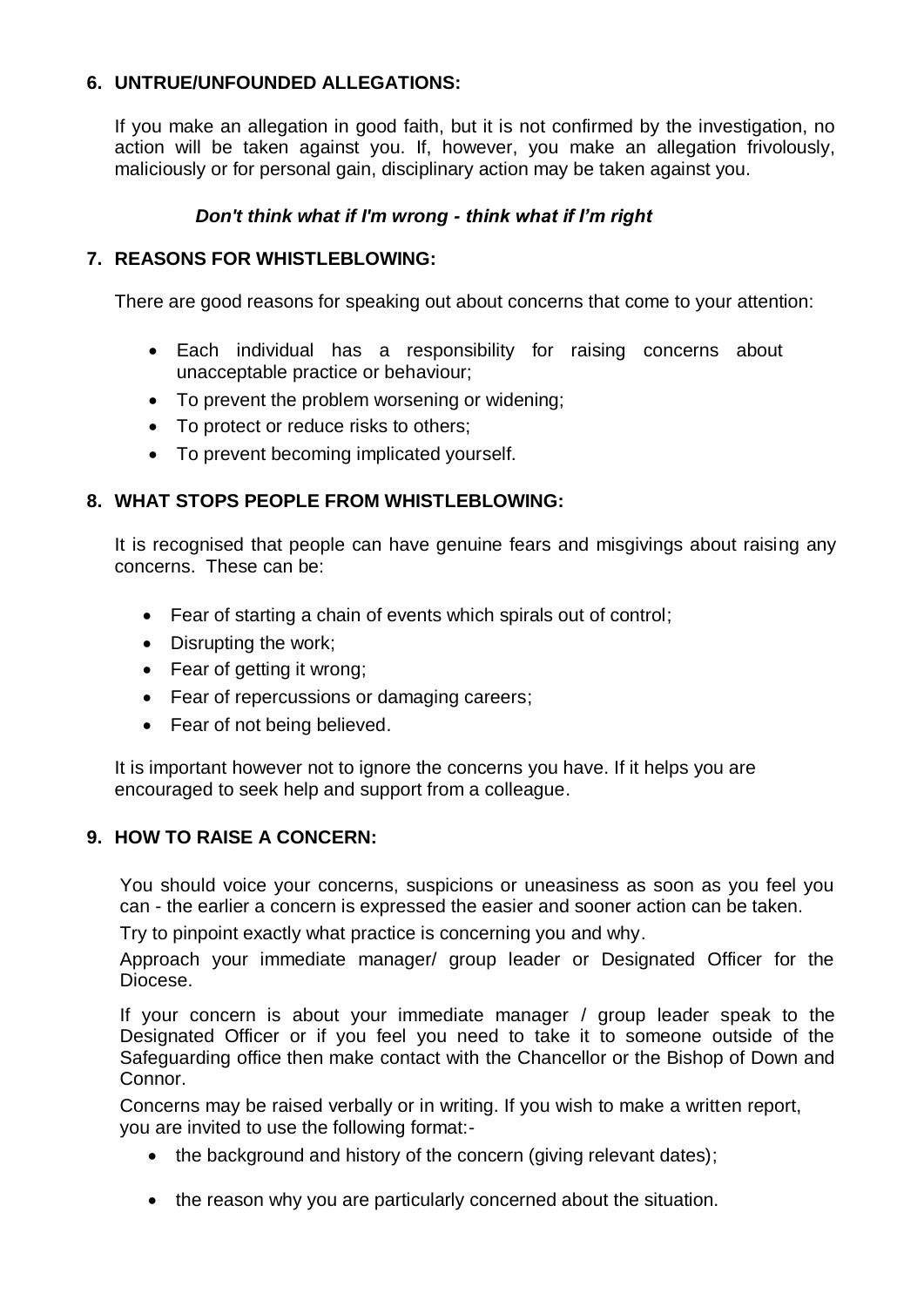## 6. UNTRUE/UNFOUNDED ALLEGATIONS:

If you make an allegation in good faith, but it is not confirmed by the investigation, no action will be taken against you. If, however, you make an allegation frivolously, maliciously or for personal gain, disciplinary action may be taken against you.

***Don't think what if I'm wrong - think what if I'm right***

## 7. REASONS FOR WHISTLEBLOWING:

There are good reasons for speaking out about concerns that come to your attention:

- Each individual has a responsibility for raising concerns about unacceptable practice or behaviour;
- To prevent the problem worsening or widening;
- To protect or reduce risks to others;
- To prevent becoming implicated yourself.

## 8. WHAT STOPS PEOPLE FROM WHISTLEBLOWING:

It is recognised that people can have genuine fears and misgivings about raising any concerns. These can be:

- Fear of starting a chain of events which spirals out of control;
- Disrupting the work;
- Fear of getting it wrong;
- Fear of repercussions or damaging careers;
- Fear of not being believed.

It is important however not to ignore the concerns you have. If it helps you are encouraged to seek help and support from a colleague.

## 9. HOW TO RAISE A CONCERN:

You should voice your concerns, suspicions or uneasiness as soon as you feel you can - the earlier a concern is expressed the easier and sooner action can be taken.

Try to pinpoint exactly what practice is concerning you and why.

Approach your immediate manager/ group leader or Designated Officer for the Diocese.

If your concern is about your immediate manager / group leader speak to the Designated Officer or if you feel you need to take it to someone outside of the Safeguarding office then make contact with the Chancellor or the Bishop of Down and Connor.

Concerns may be raised verbally or in writing. If you wish to make a written report, you are invited to use the following format:-

- the background and history of the concern (giving relevant dates);
- the reason why you are particularly concerned about the situation.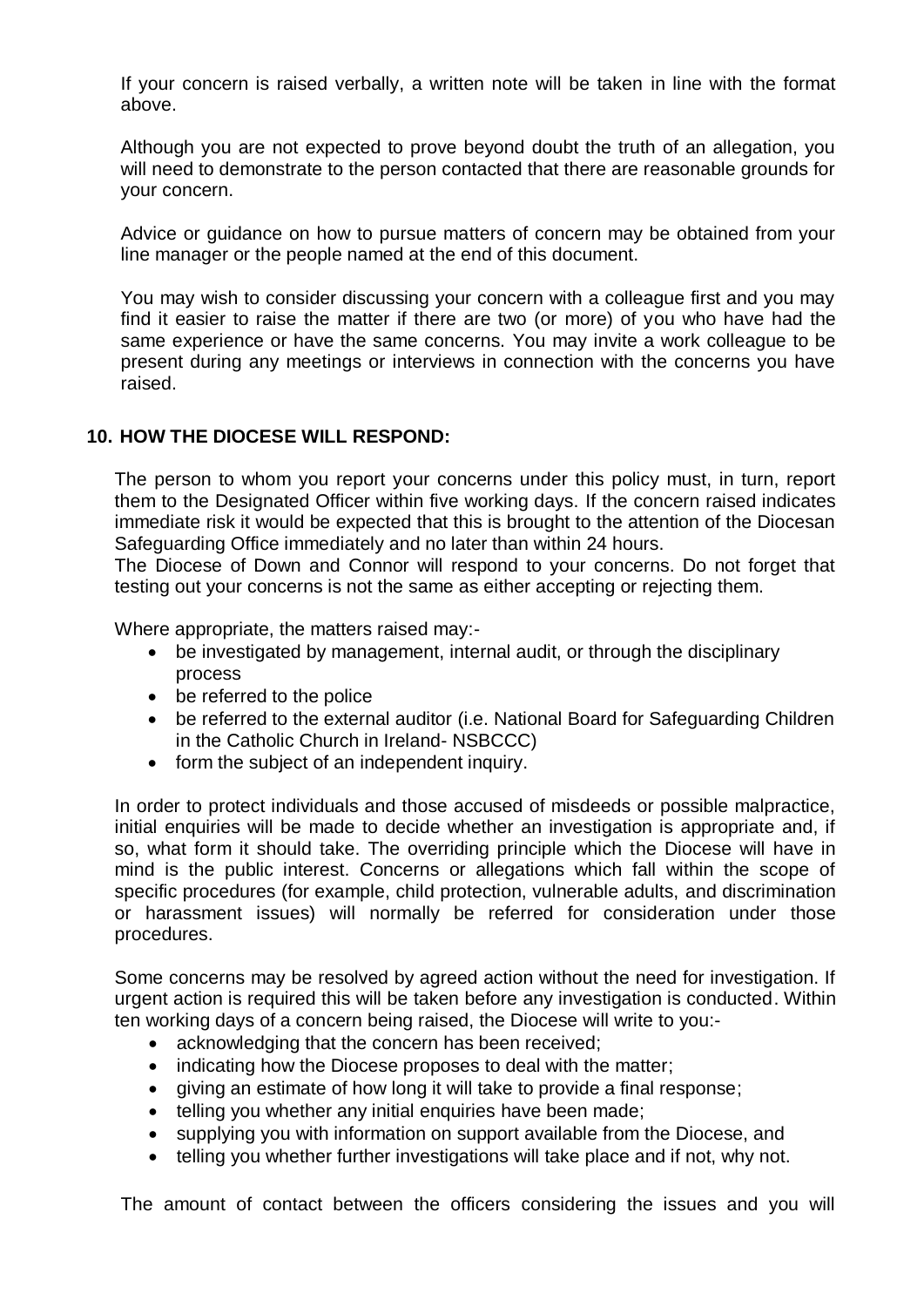If your concern is raised verbally, a written note will be taken in line with the format above.

Although you are not expected to prove beyond doubt the truth of an allegation, you will need to demonstrate to the person contacted that there are reasonable grounds for your concern.

Advice or guidance on how to pursue matters of concern may be obtained from your line manager or the people named at the end of this document.

You may wish to consider discussing your concern with a colleague first and you may find it easier to raise the matter if there are two (or more) of you who have had the same experience or have the same concerns. You may invite a work colleague to be present during any meetings or interviews in connection with the concerns you have raised.

## 10. HOW THE DIOCESE WILL RESPOND:

The person to whom you report your concerns under this policy must, in turn, report them to the Designated Officer within five working days. If the concern raised indicates immediate risk it would be expected that this is brought to the attention of the Diocesan Safeguarding Office immediately and no later than within 24 hours.
The Diocese of Down and Connor will respond to your concerns. Do not forget that testing out your concerns is not the same as either accepting or rejecting them.

Where appropriate, the matters raised may:-

- be investigated by management, internal audit, or through the disciplinary process
- be referred to the police
- be referred to the external auditor (i.e. National Board for Safeguarding Children in the Catholic Church in Ireland- NSBCCC)
- form the subject of an independent inquiry.

In order to protect individuals and those accused of misdeeds or possible malpractice, initial enquiries will be made to decide whether an investigation is appropriate and, if so, what form it should take. The overriding principle which the Diocese will have in mind is the public interest. Concerns or allegations which fall within the scope of specific procedures (for example, child protection, vulnerable adults, and discrimination or harassment issues) will normally be referred for consideration under those procedures.

Some concerns may be resolved by agreed action without the need for investigation. If urgent action is required this will be taken before any investigation is conducted. Within ten working days of a concern being raised, the Diocese will write to you:-

- acknowledging that the concern has been received;
- indicating how the Diocese proposes to deal with the matter;
- giving an estimate of how long it will take to provide a final response;
- telling you whether any initial enquiries have been made;
- supplying you with information on support available from the Diocese, and
- telling you whether further investigations will take place and if not, why not.

The amount of contact between the officers considering the issues and you will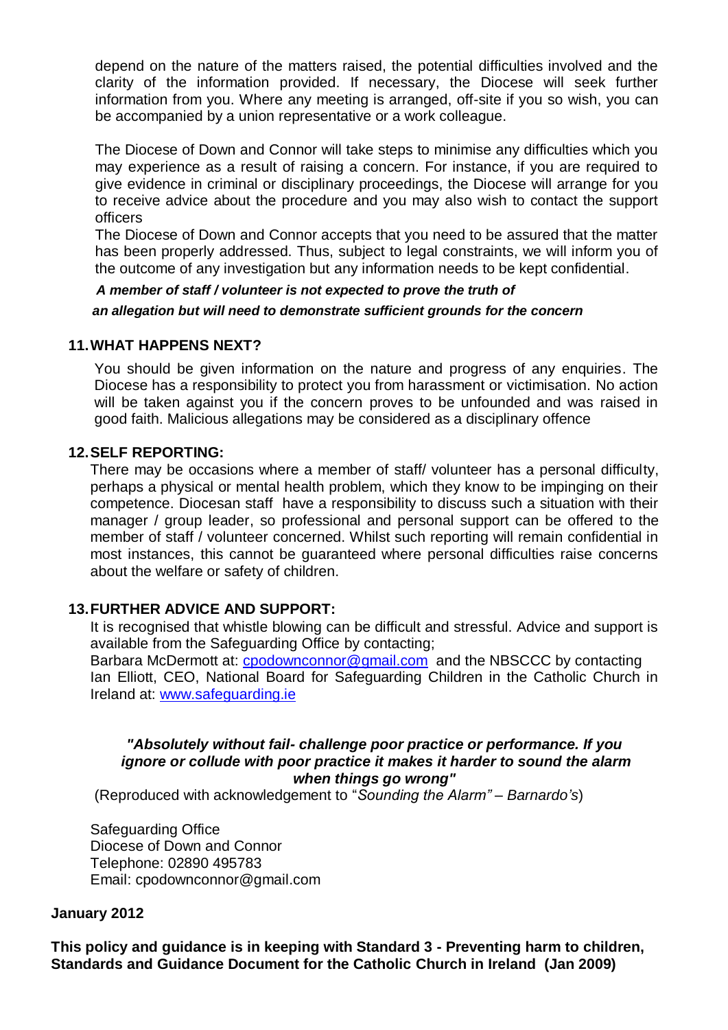depend on the nature of the matters raised, the potential difficulties involved and the clarity of the information provided. If necessary, the Diocese will seek further information from you. Where any meeting is arranged, off-site if you so wish, you can be accompanied by a union representative or a work colleague.

The Diocese of Down and Connor will take steps to minimise any difficulties which you may experience as a result of raising a concern. For instance, if you are required to give evidence in criminal or disciplinary proceedings, the Diocese will arrange for you to receive advice about the procedure and you may also wish to contact the support officers

The Diocese of Down and Connor accepts that you need to be assured that the matter has been properly addressed. Thus, subject to legal constraints, we will inform you of the outcome of any investigation but any information needs to be kept confidential.

***A member of staff / volunteer is not expected to prove the truth of an allegation but will need to demonstrate sufficient grounds for the concern***

## 11. WHAT HAPPENS NEXT?

You should be given information on the nature and progress of any enquiries. The Diocese has a responsibility to protect you from harassment or victimisation. No action will be taken against you if the concern proves to be unfounded and was raised in good faith. Malicious allegations may be considered as a disciplinary offence

## 12. SELF REPORTING:

There may be occasions where a member of staff/ volunteer has a personal difficulty, perhaps a physical or mental health problem, which they know to be impinging on their competence. Diocesan staff have a responsibility to discuss such a situation with their manager / group leader, so professional and personal support can be offered to the member of staff / volunteer concerned. Whilst such reporting will remain confidential in most instances, this cannot be guaranteed where personal difficulties raise concerns about the welfare or safety of children.

## 13. FURTHER ADVICE AND SUPPORT:

It is recognised that whistle blowing can be difficult and stressful. Advice and support is available from the Safeguarding Office by contacting;
Barbara McDermott at: cpodownconnor@gmail.com and the NBSCCC by contacting Ian Elliott, CEO, National Board for Safeguarding Children in the Catholic Church in Ireland at: www.safeguarding.ie

***"Absolutely without fail- challenge poor practice or performance. If you ignore or collude with poor practice it makes it harder to sound the alarm when things go wrong"***
(Reproduced with acknowledgement to "*Sounding the Alarm" – Barnardo's*)

Safeguarding Office
Diocese of Down and Connor
Telephone: 02890 495783
Email: cpodownconnor@gmail.com

**January 2012**

**This policy and guidance is in keeping with Standard 3 - Preventing harm to children, Standards and Guidance Document for the Catholic Church in Ireland (Jan 2009)**